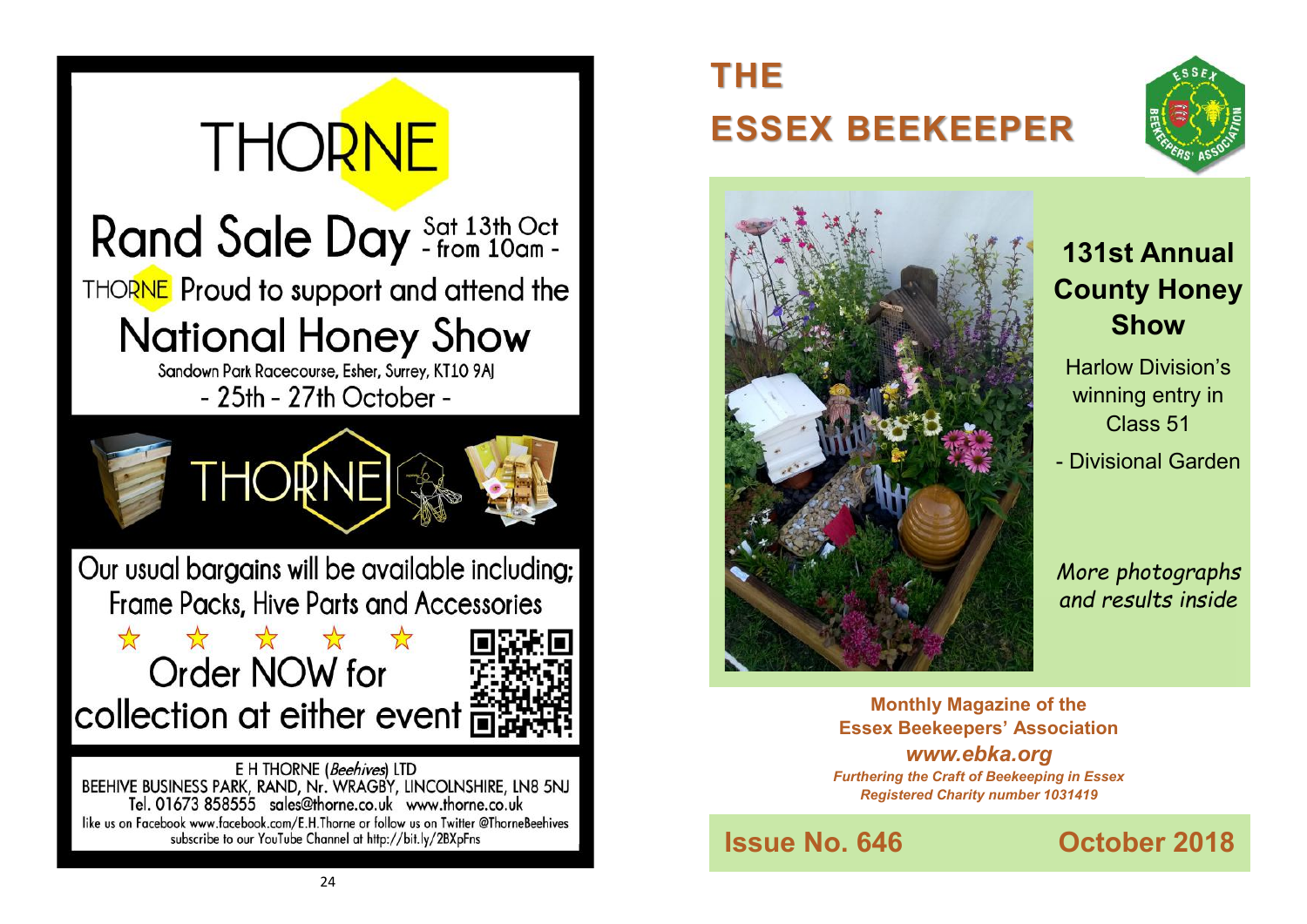# THORNE

## Rand Sale Day

Sat 13th Oct
- from 10am -

THORNE Proud to support and attend the

## National Honey Show

Sandown Park Racecourse, Esher, Surrey, KT10 9AJ

- 25th - 27th October -

THORNE

Our usual bargains will be available including;
Frame Packs, Hive Parts and Accessories

☆ ☆ ☆ ☆ ☆

Order NOW for
collection at either event

E H THORNE (*Beehives*) LTD
BEEHIVE BUSINESS PARK, RAND, Nr. WRAGBY, LINCOLNSHIRE, LN8 5NJ
Tel. 01673 858555 sales@thorne.co.uk www.thorne.co.uk
like us on Facebook www.facebook.com/E.H.Thorne or follow us on Twitter @ThorneBeehives
subscribe to our YouTube Channel at http://bit.ly/2BXpFns

# THE ESSEX BEEKEEPER

## 131st Annual County Honey Show

Harlow Division's winning entry in Class 51
- Divisional Garden

*More photographs and results inside*

**Monthly Magazine of the Essex Beekeepers' Association**

***www.ebka.org***

***Furthering the Craft of Beekeeping in Essex***
***Registered Charity number 1031419***

**Issue No. 646** **October 2018**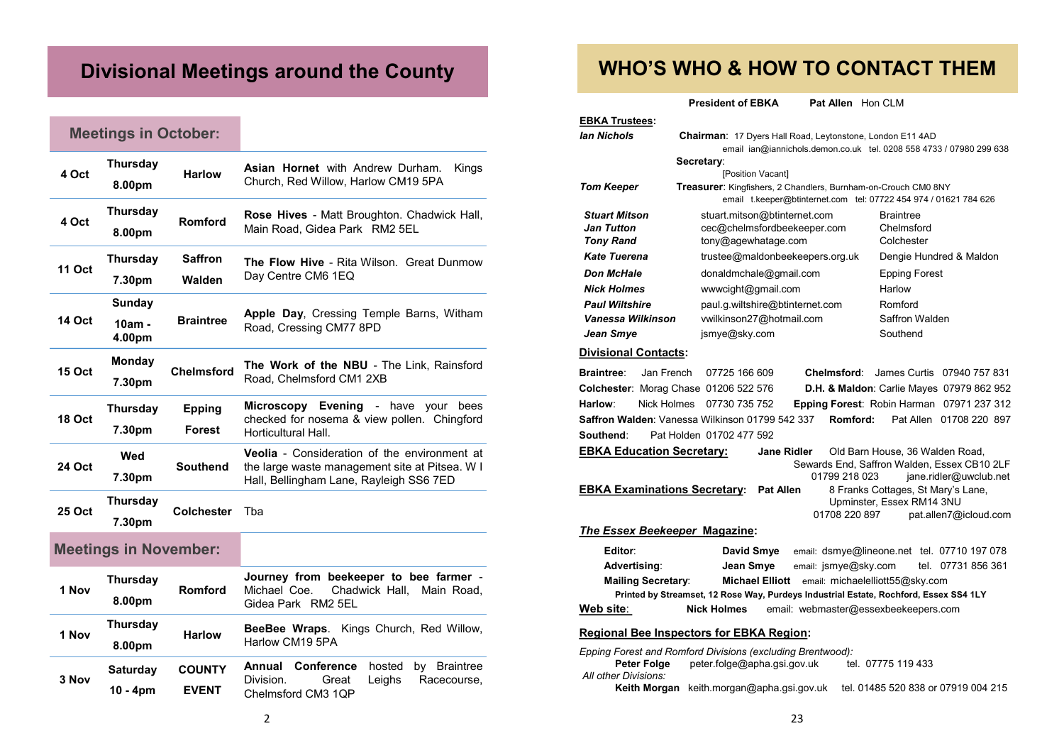# Divisional Meetings around the County

## Meetings in October:

| Date | Day/Time | Division | Details |
|---|---|---|---|
| 4 Oct | Thursday 8.00pm | Harlow | **Asian Hornet** with Andrew Durham. Kings Church, Red Willow, Harlow CM19 5PA |
| 4 Oct | Thursday 8.00pm | Romford | **Rose Hives** - Matt Broughton. Chadwick Hall, Main Road, Gidea Park RM2 5EL |
| 11 Oct | Thursday 7.30pm | Saffron Walden | **The Flow Hive** - Rita Wilson. Great Dunmow Day Centre CM6 1EQ |
| 14 Oct | Sunday 10am - 4.00pm | Braintree | **Apple Day**, Cressing Temple Barns, Witham Road, Cressing CM77 8PD |
| 15 Oct | Monday 7.30pm | Chelmsford | **The Work of the NBU** - The Link, Rainsford Road, Chelmsford CM1 2XB |
| 18 Oct | Thursday 7.30pm | Epping Forest | **Microscopy Evening** - have your bees checked for nosema & view pollen. Chingford Horticultural Hall. |
| 24 Oct | Wed 7.30pm | Southend | **Veolia** - Consideration of the environment at the large waste management site at Pitsea. W I Hall, Bellingham Lane, Rayleigh SS6 7ED |
| 25 Oct | Thursday 7.30pm | Colchester | Tba |

## Meetings in November:

| Date | Day/Time | Division | Details |
|---|---|---|---|
| 1 Nov | Thursday 8.00pm | Romford | **Journey from beekeeper to bee farmer** - Michael Coe. Chadwick Hall, Main Road, Gidea Park RM2 5EL |
| 1 Nov | Thursday 8.00pm | Harlow | **BeeBee Wraps**. Kings Church, Red Willow, Harlow CM19 5PA |
| 3 Nov | Saturday 10 - 4pm | COUNTY EVENT | **Annual Conference** hosted by Braintree Division. Great Leighs Racecourse, Chelmsford CM3 1QP |

# WHO'S WHO & HOW TO CONTACT THEM

**President of EBKA** **Pat Allen** Hon CLM

**EBKA Trustees:**

*Ian Nichols* — **Chairman**: 17 Dyers Hall Road, Leytonstone, London E11 4AD
email ian@iannichols.demon.co.uk tel. 0208 558 4733 / 07980 299 638

**Secretary**:
[Position Vacant]

*Tom Keeper* — **Treasurer**: Kingfishers, 2 Chandlers, Burnham-on-Crouch CM0 8NY
email t.keeper@btinternet.com tel: 07722 454 974 / 01621 784 626

| | | |
|---|---|---|
| *Stuart Mitson* | stuart.mitson@btinternet.com | Braintree |
| *Jan Tutton* | cec@chelmsfordbeekeeper.com | Chelmsford |
| *Tony Rand* | tony@agewhatage.com | Colchester |
| *Kate Tuerena* | trustee@maldonbeekeepers.org.uk | Dengie Hundred & Maldon |
| *Don McHale* | donaldmchale@gmail.com | Epping Forest |
| *Nick Holmes* | wwwcight@gmail.com | Harlow |
| *Paul Wiltshire* | paul.g.wiltshire@btinternet.com | Romford |
| *Vanessa Wilkinson* | vwilkinson27@hotmail.com | Saffron Walden |
| *Jean Smye* | jsmye@sky.com | Southend |

**Divisional Contacts:**

**Braintree**: Jan French 07725 166 609
**Chelmsford**: James Curtis 07940 757 831
**Colchester**: Morag Chase 01206 522 576
**D.H. & Maldon**: Carlie Mayes 07979 862 952
**Harlow**: Nick Holmes 07730 735 752
**Epping Forest**: Robin Harman 07971 237 312
**Saffron Walden**: Vanessa Wilkinson 01799 542 337
**Romford:** Pat Allen 01708 220 897
**Southend**: Pat Holden 01702 477 592

**EBKA Education Secretary:** **Jane Ridler** Old Barn House, 36 Walden Road, Sewards End, Saffron Walden, Essex CB10 2LF
01799 218 023 jane.ridler@uwclub.net

**EBKA Examinations Secretary:** **Pat Allen** 8 Franks Cottages, St Mary's Lane, Upminster, Essex RM14 3NU
01708 220 897 pat.allen7@icloud.com

***The Essex Beekeeper* Magazine:**

**Editor**: **David Smye** email: dsmye@lineone.net tel. 07710 197 078
**Advertising**: **Jean Smye** email: jsmye@sky.com tel. 07731 856 361
**Mailing Secretary**: **Michael Elliott** email: michaelelliott55@sky.com

**Printed by Streamset, 12 Rose Way, Purdeys Industrial Estate, Rochford, Essex SS4 1LY**

**Web site**: **Nick Holmes** email: webmaster@essexbeekeepers.com

**Regional Bee Inspectors for EBKA Region:**

*Epping Forest and Romford Divisions (excluding Brentwood):*
**Peter Folge** peter.folge@apha.gsi.gov.uk tel. 07775 119 433

*All other Divisions:*
**Keith Morgan** keith.morgan@apha.gsi.gov.uk tel. 01485 520 838 or 07919 004 215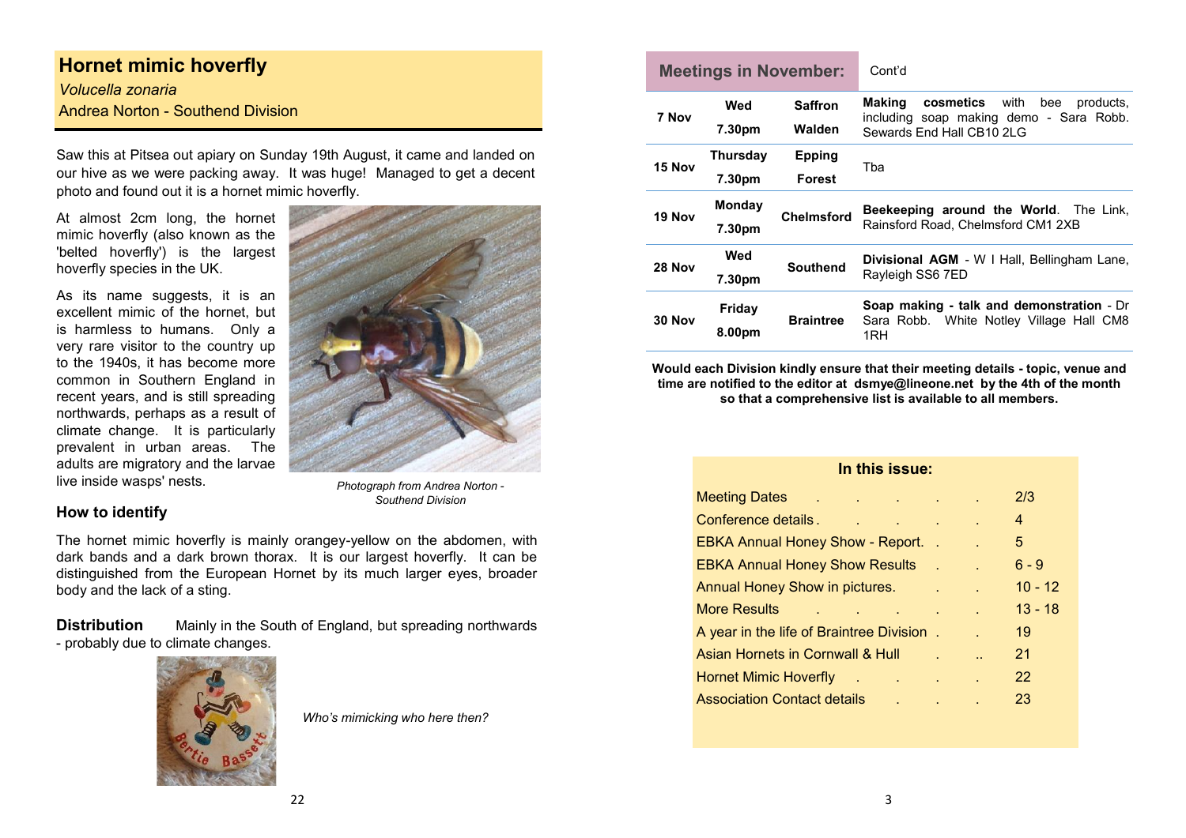## Hornet mimic hoverfly

*Volucella zonaria*

Andrea Norton - Southend Division

Saw this at Pitsea out apiary on Sunday 19th August, it came and landed on our hive as we were packing away. It was huge! Managed to get a decent photo and found out it is a hornet mimic hoverfly.

At almost 2cm long, the hornet mimic hoverfly (also known as the 'belted hoverfly') is the largest hoverfly species in the UK.

As its name suggests, it is an excellent mimic of the hornet, but is harmless to humans. Only a very rare visitor to the country up to the 1940s, it has become more common in Southern England in recent years, and is still spreading northwards, perhaps as a result of climate change. It is particularly prevalent in urban areas. The adults are migratory and the larvae live inside wasps' nests.

*Photograph from Andrea Norton - Southend Division*

### How to identify

The hornet mimic hoverfly is mainly orangey-yellow on the abdomen, with dark bands and a dark brown thorax. It is our largest hoverfly. It can be distinguished from the European Hornet by its much larger eyes, broader body and the lack of a sting.

**Distribution** Mainly in the South of England, but spreading northwards - probably due to climate changes.

*Who's mimicking who here then?*

## Meetings in November: Cont'd

| Date | Day / Time | Division | Details |
|---|---|---|---|
| 7 Nov | Wed 7.30pm | Saffron Walden | **Making cosmetics** with bee products, including soap making demo - Sara Robb. Sewards End Hall CB10 2LG |
| 15 Nov | Thursday 7.30pm | Epping Forest | Tba |
| 19 Nov | Monday 7.30pm | Chelmsford | **Beekeeping around the World**. The Link, Rainsford Road, Chelmsford CM1 2XB |
| 28 Nov | Wed 7.30pm | Southend | **Divisional AGM** - W I Hall, Bellingham Lane, Rayleigh SS6 7ED |
| 30 Nov | Friday 8.00pm | Braintree | **Soap making - talk and demonstration** - Dr Sara Robb. White Notley Village Hall CM8 1RH |

**Would each Division kindly ensure that their meeting details - topic, venue and time are notified to the editor at dsmye@lineone.net by the 4th of the month so that a comprehensive list is available to all members.**

### In this issue:

| | |
|---|---|
| Meeting Dates | 2/3 |
| Conference details | 4 |
| EBKA Annual Honey Show - Report. | 5 |
| EBKA Annual Honey Show Results | 6 - 9 |
| Annual Honey Show in pictures. | 10 - 12 |
| More Results | 13 - 18 |
| A year in the life of Braintree Division | 19 |
| Asian Hornets in Cornwall & Hull | 21 |
| Hornet Mimic Hoverfly | 22 |
| Association Contact details | 23 |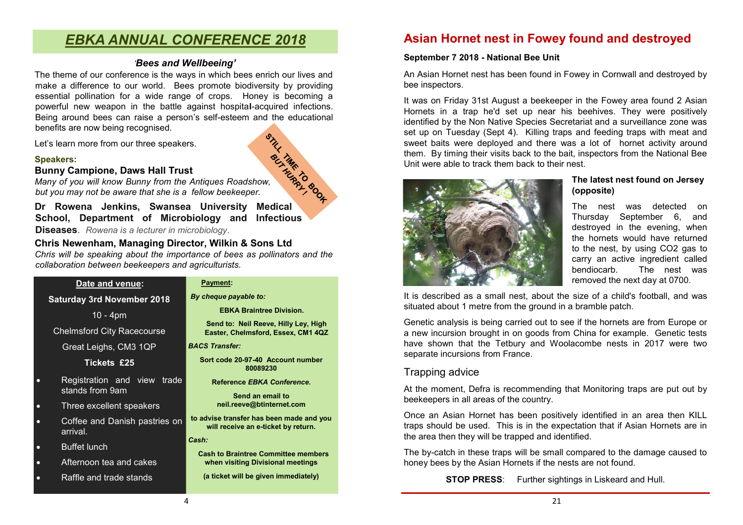# *EBKA ANNUAL CONFERENCE 2018*

### *'Bees and Wellbeing'*

The theme of our conference is the ways in which bees enrich our lives and make a difference to our world. Bees promote biodiversity by providing essential pollination for a wide range of crops. Honey is becoming a powerful new weapon in the battle against hospital-acquired infections. Being around bees can raise a person's self-esteem and the educational benefits are now being recognised.

Let's learn more from our three speakers.

**STILL TIME TO BOOK BUT HURRY!**

**Speakers:**

**Bunny Campione, Daws Hall Trust**
*Many of you will know Bunny from the Antiques Roadshow, but you may not be aware that she is a fellow beekeeper.*

**Dr Rowena Jenkins, Swansea University Medical School, Department of Microbiology and Infectious Diseases**. *Rowena is a lecturer in microbiology.*

**Chris Newenham, Managing Director, Wilkin & Sons Ltd**
*Chris will be speaking about the importance of bees as pollinators and the collaboration between beekeepers and agriculturists.*

**Date and venue:**

**Saturday 3rd November 2018**

10 - 4pm

Chelmsford City Racecourse

Great Leighs, CM3 1QP

**Tickets £25**

- Registration and view trade stands from 9am
- Three excellent speakers
- Coffee and Danish pastries on arrival.
- Buffet lunch
- Afternoon tea and cakes
- Raffle and trade stands

**Payment:**

***By cheque payable to:***

**EBKA Braintree Division.**

**Send to: Neil Reeve, Hilly Ley, High Easter, Chelmsford, Essex, CM1 4QZ**

***BACS Transfer:***

**Sort code 20-97-40 Account number 80089230**

**Reference *EBKA Conference.***

**Send an email to neil.reeve@btinternet.com**

**to advise transfer has been made and you will receive an e-ticket by return.**

***Cash:***

**Cash to Braintree Committee members when visiting Divisional meetings**

**(a ticket will be given immediately)**

# Asian Hornet nest in Fowey found and destroyed

**September 7 2018 - National Bee Unit**

An Asian Hornet nest has been found in Fowey in Cornwall and destroyed by bee inspectors.

It was on Friday 31st August a beekeeper in the Fowey area found 2 Asian Hornets in a trap he'd set up near his beehives. They were positively identified by the Non Native Species Secretariat and a surveillance zone was set up on Tuesday (Sept 4). Killing traps and feeding traps with meat and sweet baits were deployed and there was a lot of hornet activity around them. By timing their visits back to the bait, inspectors from the National Bee Unit were able to track them back to their nest.

**The latest nest found on Jersey (opposite)**

The nest was detected on Thursday September 6, and destroyed in the evening, when the hornets would have returned to the nest, by using CO2 gas to carry an active ingredient called bendiocarb. The nest was removed the next day at 0700.

It is described as a small nest, about the size of a child's football, and was situated about 1 metre from the ground in a bramble patch.

Genetic analysis is being carried out to see if the hornets are from Europe or a new incursion brought in on goods from China for example. Genetic tests have shown that the Tetbury and Woolacombe nests in 2017 were two separate incursions from France.

## Trapping advice

At the moment, Defra is recommending that Monitoring traps are put out by beekeepers in all areas of the country.

Once an Asian Hornet has been positively identified in an area then KILL traps should be used. This is in the expectation that if Asian Hornets are in the area then they will be trapped and identified.

The by-catch in these traps will be small compared to the damage caused to honey bees by the Asian Hornets if the nests are not found.

**STOP PRESS**: Further sightings in Liskeard and Hull.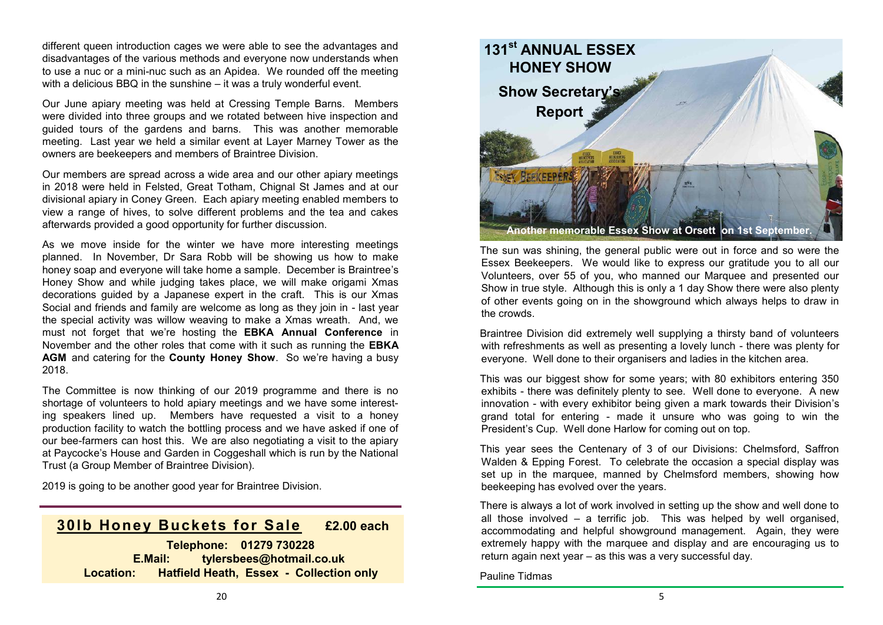different queen introduction cages we were able to see the advantages and disadvantages of the various methods and everyone now understands when to use a nuc or a mini-nuc such as an Apidea. We rounded off the meeting with a delicious BBQ in the sunshine – it was a truly wonderful event.

Our June apiary meeting was held at Cressing Temple Barns. Members were divided into three groups and we rotated between hive inspection and guided tours of the gardens and barns. This was another memorable meeting. Last year we held a similar event at Layer Marney Tower as the owners are beekeepers and members of Braintree Division.

Our members are spread across a wide area and our other apiary meetings in 2018 were held in Felsted, Great Totham, Chignal St James and at our divisional apiary in Coney Green. Each apiary meeting enabled members to view a range of hives, to solve different problems and the tea and cakes afterwards provided a good opportunity for further discussion.

As we move inside for the winter we have more interesting meetings planned. In November, Dr Sara Robb will be showing us how to make honey soap and everyone will take home a sample. December is Braintree's Honey Show and while judging takes place, we will make origami Xmas decorations guided by a Japanese expert in the craft. This is our Xmas Social and friends and family are welcome as long as they join in - last year the special activity was willow weaving to make a Xmas wreath. And, we must not forget that we're hosting the **EBKA Annual Conference** in November and the other roles that come with it such as running the **EBKA AGM** and catering for the **County Honey Show**. So we're having a busy 2018.

The Committee is now thinking of our 2019 programme and there is no shortage of volunteers to hold apiary meetings and we have some interesting speakers lined up. Members have requested a visit to a honey production facility to watch the bottling process and we have asked if one of our bee-farmers can host this. We are also negotiating a visit to the apiary at Paycocke's House and Garden in Coggeshall which is run by the National Trust (a Group Member of Braintree Division).

2019 is going to be another good year for Braintree Division.

---

**30lb Honey Buckets for Sale** **£2.00 each**

**Telephone: 01279 730228**
**E.Mail: tylersbees@hotmail.co.uk**
**Location: Hatfield Heath, Essex - Collection only**

---

# 131st ANNUAL ESSEX HONEY SHOW

## Show Secretary's Report

**Another memorable Essex Show at Orsett on 1st September.**

The sun was shining, the general public were out in force and so were the Essex Beekeepers. We would like to express our gratitude you to all our Volunteers, over 55 of you, who manned our Marquee and presented our Show in true style. Although this is only a 1 day Show there were also plenty of other events going on in the showground which always helps to draw in the crowds.

Braintree Division did extremely well supplying a thirsty band of volunteers with refreshments as well as presenting a lovely lunch - there was plenty for everyone. Well done to their organisers and ladies in the kitchen area.

This was our biggest show for some years; with 80 exhibitors entering 350 exhibits - there was definitely plenty to see. Well done to everyone. A new innovation - with every exhibitor being given a mark towards their Division's grand total for entering - made it unsure who was going to win the President's Cup. Well done Harlow for coming out on top.

This year sees the Centenary of 3 of our Divisions: Chelmsford, Saffron Walden & Epping Forest. To celebrate the occasion a special display was set up in the marquee, manned by Chelmsford members, showing how beekeeping has evolved over the years.

There is always a lot of work involved in setting up the show and well done to all those involved – a terrific job. This was helped by well organised, accommodating and helpful showground management. Again, they were extremely happy with the marquee and display and are encouraging us to return again next year – as this was a very successful day.

Pauline Tidmas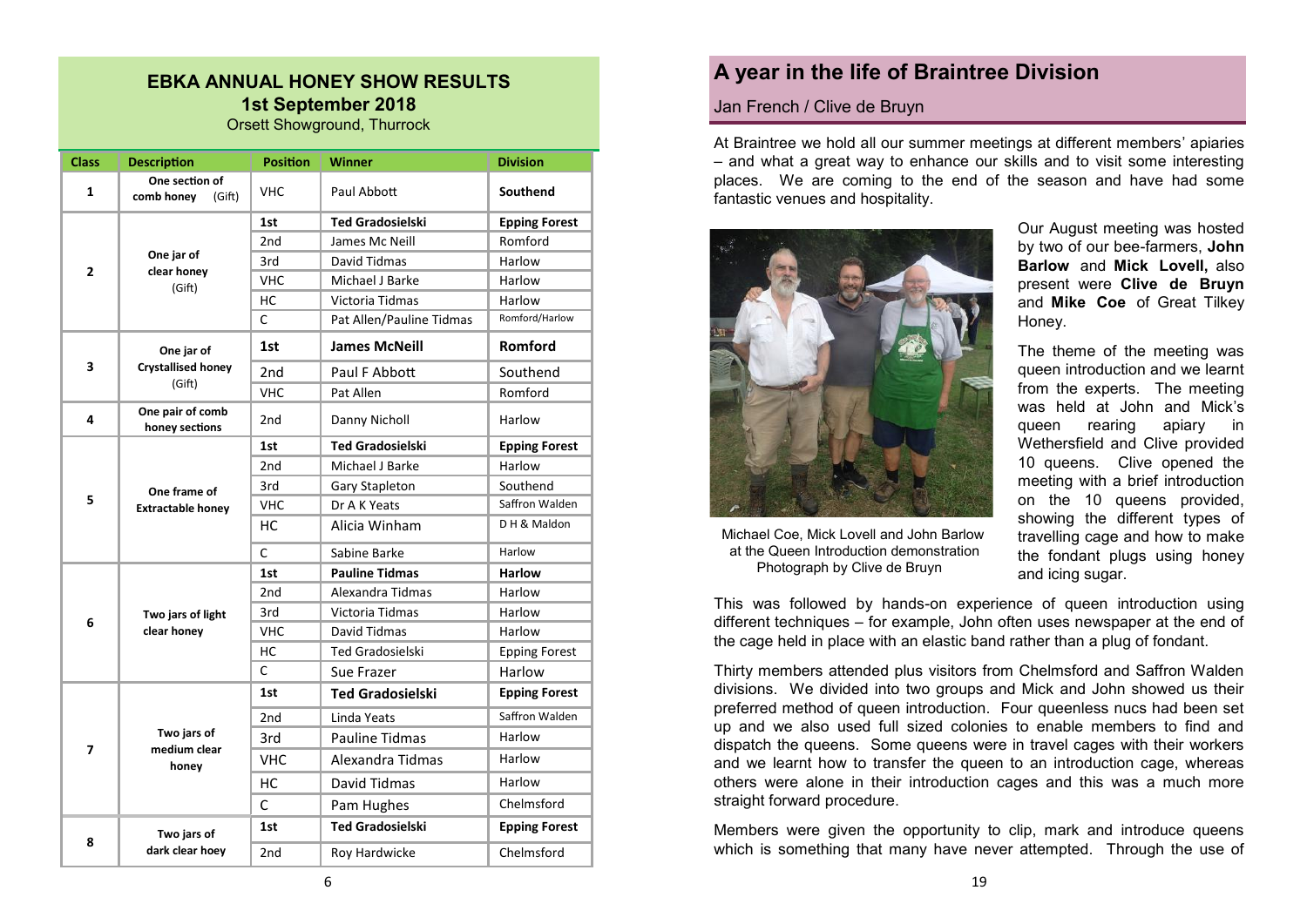## EBKA ANNUAL HONEY SHOW RESULTS

### 1st September 2018

Orsett Showground, Thurrock

| Class | Description | Position | Winner | Division |
|---|---|---|---|---|
| 1 | One section of comb honey (Gift) | VHC | Paul Abbott | **Southend** |
| 2 | One jar of clear honey (Gift) | **1st** | **Ted Gradosielski** | **Epping Forest** |
| | | 2nd | James Mc Neill | Romford |
| | | 3rd | David Tidmas | Harlow |
| | | VHC | Michael J Barke | Harlow |
| | | HC | Victoria Tidmas | Harlow |
| | | C | Pat Allen/Pauline Tidmas | Romford/Harlow |
| 3 | One jar of Crystallised honey (Gift) | **1st** | **James McNeill** | **Romford** |
| | | 2nd | Paul F Abbott | Southend |
| | | VHC | Pat Allen | Romford |
| 4 | One pair of comb honey sections | 2nd | Danny Nicholl | Harlow |
| 5 | One frame of Extractable honey | **1st** | **Ted Gradosielski** | **Epping Forest** |
| | | 2nd | Michael J Barke | Harlow |
| | | 3rd | Gary Stapleton | Southend |
| | | VHC | Dr A K Yeats | Saffron Walden |
| | | HC | Alicia Winham | D H & Maldon |
| | | C | Sabine Barke | Harlow |
| 6 | Two jars of light clear honey | **1st** | **Pauline Tidmas** | **Harlow** |
| | | 2nd | Alexandra Tidmas | Harlow |
| | | 3rd | Victoria Tidmas | Harlow |
| | | VHC | David Tidmas | Harlow |
| | | HC | Ted Gradosielski | Epping Forest |
| | | C | Sue Frazer | Harlow |
| 7 | Two jars of medium clear honey | **1st** | **Ted Gradosielski** | **Epping Forest** |
| | | 2nd | Linda Yeats | Saffron Walden |
| | | 3rd | Pauline Tidmas | Harlow |
| | | VHC | Alexandra Tidmas | Harlow |
| | | HC | David Tidmas | Harlow |
| | | C | Pam Hughes | Chelmsford |
| 8 | Two jars of dark clear hoey | **1st** | **Ted Gradosielski** | **Epping Forest** |
| | | 2nd | Roy Hardwicke | Chelmsford |

## A year in the life of Braintree Division

Jan French / Clive de Bruyn

At Braintree we hold all our summer meetings at different members' apiaries – and what a great way to enhance our skills and to visit some interesting places. We are coming to the end of the season and have had some fantastic venues and hospitality.

Michael Coe, Mick Lovell and John Barlow at the Queen Introduction demonstration
Photograph by Clive de Bruyn

Our August meeting was hosted by two of our bee-farmers, **John Barlow** and **Mick Lovell,** also present were **Clive de Bruyn** and **Mike Coe** of Great Tilkey Honey.

The theme of the meeting was queen introduction and we learnt from the experts. The meeting was held at John and Mick's queen rearing apiary in Wethersfield and Clive provided 10 queens. Clive opened the meeting with a brief introduction on the 10 queens provided, showing the different types of travelling cage and how to make the fondant plugs using honey and icing sugar.

This was followed by hands-on experience of queen introduction using different techniques – for example, John often uses newspaper at the end of the cage held in place with an elastic band rather than a plug of fondant.

Thirty members attended plus visitors from Chelmsford and Saffron Walden divisions. We divided into two groups and Mick and John showed us their preferred method of queen introduction. Four queenless nucs had been set up and we also used full sized colonies to enable members to find and dispatch the queens. Some queens were in travel cages with their workers and we learnt how to transfer the queen to an introduction cage, whereas others were alone in their introduction cages and this was a much more straight forward procedure.

Members were given the opportunity to clip, mark and introduce queens which is something that many have never attempted. Through the use of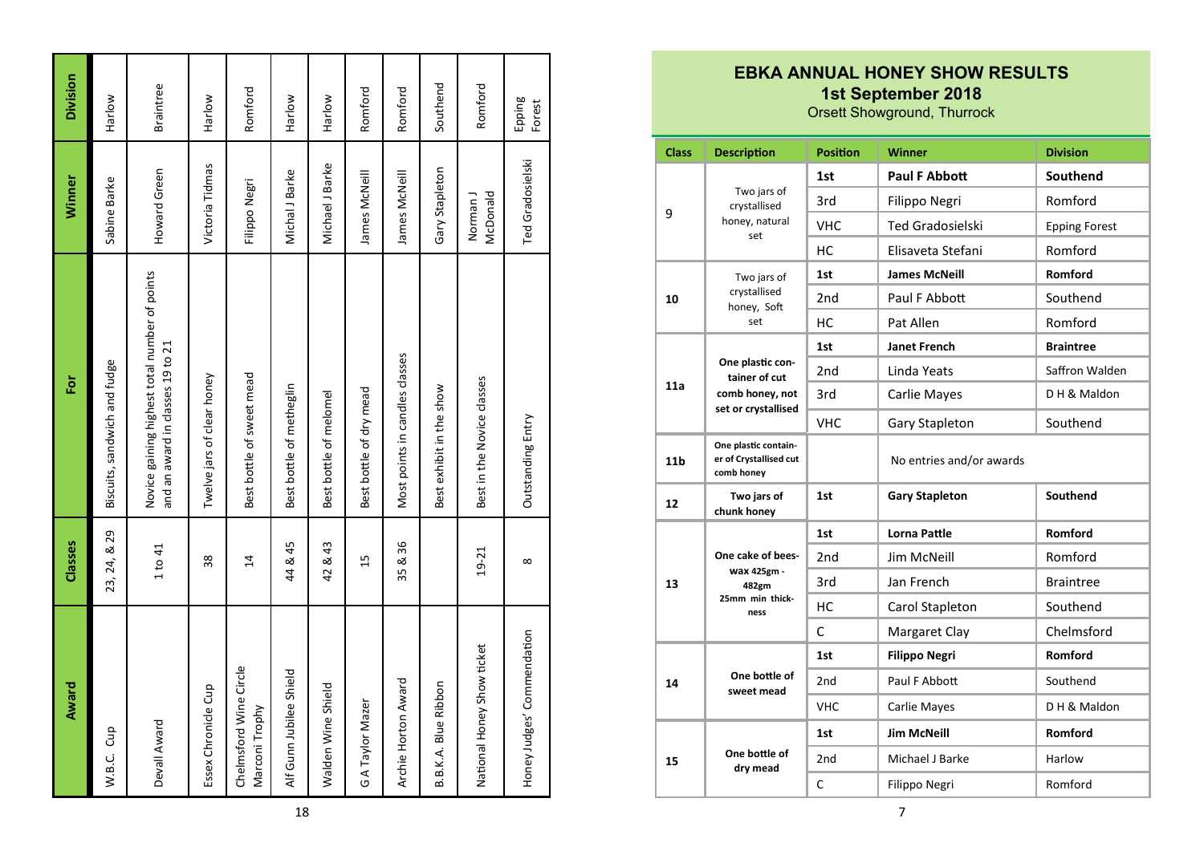| Award | Classes | For | Winner | Division |
|---|---|---|---|---|
| W.B.C. Cup | 23, 24, & 29 | Biscuits, sandwich and fudge | Sabine Barke | Harlow |
| Devall Award | 1 to 41 | Novice gaining highest total number of points and an award in classes 19 to 21 | Howard Green | Braintree |
| Essex Chronicle Cup | 38 | Twelve jars of clear honey | Victoria Tidmas | Harlow |
| Chelmsford Wine Circle Marconi Trophy | 14 | Best bottle of sweet mead | Filippo Negri | Romford |
| Alf Gunn Jubilee Shield | 44 & 45 | Best bottle of metheglin | Michal J Barke | Harlow |
| Walden Wine Shield | 42 & 43 | Best bottle of melomel | Michael J Barke | Harlow |
| G A Taylor Mazer | 15 | Best bottle of dry mead | James McNeill | Romford |
| Archie Horton Award | 35 & 36 | Most points in candles classes | James McNeill | Romford |
| B.B.K.A. Blue Ribbon | | Best exhibit in the show | Gary Stapleton | Southend |
| National Honey Show ticket | 19-21 | Best in the Novice classes | Norman J McDonald | Romford |
| Honey Judges' Commendation | 8 | Outstanding Entry | Ted Gradosielski | Epping Forest |

# EBKA ANNUAL HONEY SHOW RESULTS

## 1st September 2018

Orsett Showground, Thurrock

| Class | Description | Position | Winner | Division |
|---|---|---|---|---|
| 9 | Two jars of crystallised honey, natural set | 1st | **Paul F Abbott** | **Southend** |
| | | 3rd | Filippo Negri | Romford |
| | | VHC | Ted Gradosielski | Epping Forest |
| | | HC | Elisaveta Stefani | Romford |
| 10 | Two jars of crystallised honey, Soft set | 1st | **James McNeill** | **Romford** |
| | | 2nd | Paul F Abbott | Southend |
| | | HC | Pat Allen | Romford |
| 11a | One plastic container of cut comb honey, not set or crystallised | 1st | **Janet French** | **Braintree** |
| | | 2nd | Linda Yeats | Saffron Walden |
| | | 3rd | Carlie Mayes | D H & Maldon |
| | | VHC | Gary Stapleton | Southend |
| 11b | One plastic container of Crystallised cut comb honey | | No entries and/or awards | |
| 12 | Two jars of chunk honey | 1st | **Gary Stapleton** | **Southend** |
| 13 | One cake of beeswax 425gm - 482gm 25mm min thickness | 1st | **Lorna Pattle** | **Romford** |
| | | 2nd | Jim McNeill | Romford |
| | | 3rd | Jan French | Braintree |
| | | HC | Carol Stapleton | Southend |
| | | C | Margaret Clay | Chelmsford |
| 14 | One bottle of sweet mead | 1st | **Filippo Negri** | **Romford** |
| | | 2nd | Paul F Abbott | Southend |
| | | VHC | Carlie Mayes | D H & Maldon |
| 15 | One bottle of dry mead | 1st | **Jim McNeill** | **Romford** |
| | | 2nd | Michael J Barke | Harlow |
| | | C | Filippo Negri | Romford |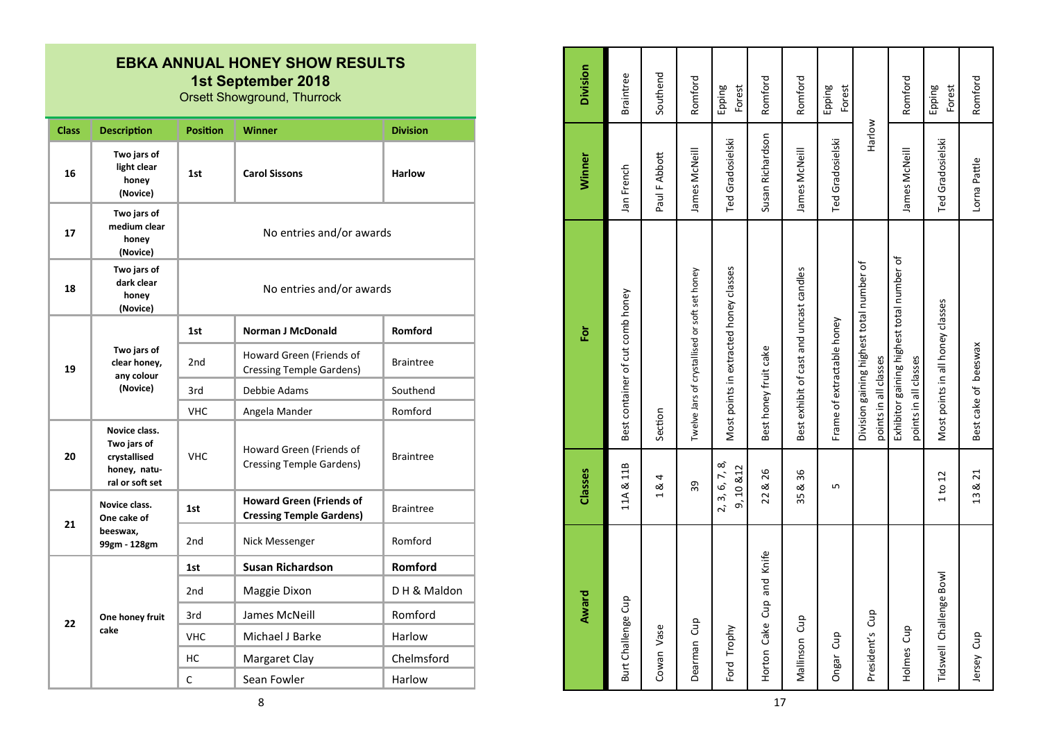# EBKA ANNUAL HONEY SHOW RESULTS

**1st September 2018**

Orsett Showground, Thurrock

| Class | Description | Position | Winner | Division |
|---|---|---|---|---|
| 16 | Two jars of light clear honey (Novice) | 1st | **Carol Sissons** | **Harlow** |
| 17 | Two jars of medium clear honey (Novice) | No entries and/or awards | | |
| 18 | Two jars of dark clear honey (Novice) | No entries and/or awards | | |
| 19 | Two jars of clear honey, any colour (Novice) | 1st | **Norman J McDonald** | **Romford** |
| | | 2nd | Howard Green (Friends of Cressing Temple Gardens) | Braintree |
| | | 3rd | Debbie Adams | Southend |
| | | VHC | Angela Mander | Romford |
| 20 | Novice class. Two jars of crystallised honey, natural or soft set | VHC | Howard Green (Friends of Cressing Temple Gardens) | Braintree |
| 21 | Novice class. One cake of beeswax, 99gm - 128gm | 1st | **Howard Green (Friends of Cressing Temple Gardens)** | Braintree |
| | | 2nd | Nick Messenger | Romford |
| 22 | One honey fruit cake | 1st | **Susan Richardson** | **Romford** |
| | | 2nd | Maggie Dixon | D H & Maldon |
| | | 3rd | James McNeill | Romford |
| | | VHC | Michael J Barke | Harlow |
| | | HC | Margaret Clay | Chelmsford |
| | | C | Sean Fowler | Harlow |

| Award | Classes | For | Winner | Division |
|---|---|---|---|---|
| Burt Challenge Cup | 11A & 11B | Best container of cut comb honey | Jan French | Braintree |
| Cowan Vase | 1 & 4 | Section | Paul F Abbott | Southend |
| Dearman Cup | 39 | Twelve Jars of crystallised or soft set honey | James McNeill | Romford |
| Ford Trophy | 2, 3, 6, 7, 8, 9, 10 &12 | Most points in extracted honey classes | Ted Gradosielski | Epping Forest |
| Horton Cake Cup and Knife | 22 & 26 | Best honey fruit cake | Susan Richardson | Romford |
| Mallinson Cup | 35 & 36 | Best exhibit of cast and uncast candles | James McNeill | Romford |
| Ongar Cup | 5 | Frame of extractable honey | Ted Gradosielski | Epping Forest |
| President's Cup | | Division gaining highest total number of points in all classes | Harlow | |
| Holmes Cup | | Exhibitor gaining highest total number of points in all classes | James McNeill | Romford |
| Tidswell Challenge Bowl | 1 to 12 | Most points in all honey classes | Ted Gradosielski | Epping Forest |
| Jersey Cup | 13 & 21 | Best cake of beeswax | Lorna Pattle | Romford |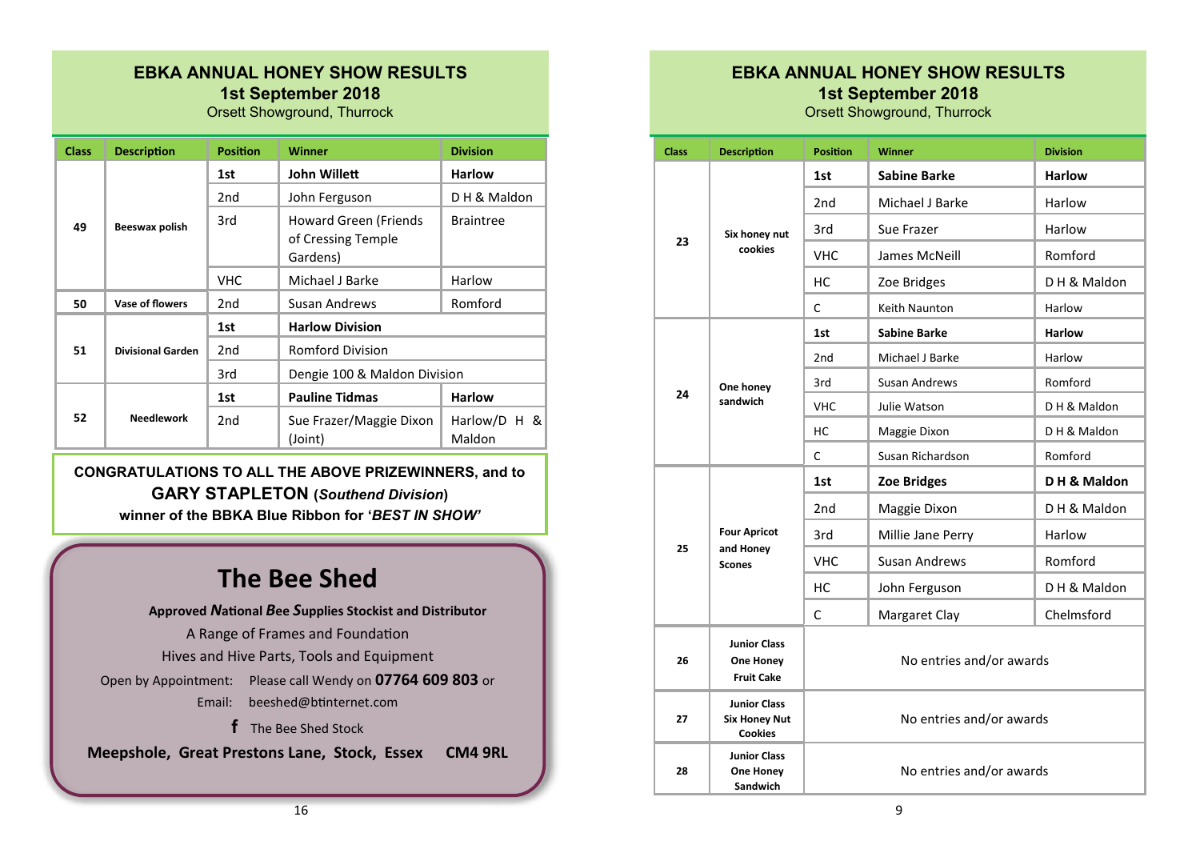## EBKA ANNUAL HONEY SHOW RESULTS
### 1st September 2018
Orsett Showground, Thurrock

| Class | Description | Position | Winner | Division |
|---|---|---|---|---|
| 49 | Beeswax polish | **1st** | **John Willett** | **Harlow** |
| | | 2nd | John Ferguson | D H & Maldon |
| | | 3rd | Howard Green (Friends of Cressing Temple Gardens) | Braintree |
| | | VHC | Michael J Barke | Harlow |
| 50 | Vase of flowers | 2nd | Susan Andrews | Romford |
| 51 | Divisional Garden | **1st** | **Harlow Division** | |
| | | 2nd | Romford Division | |
| | | 3rd | Dengie 100 & Maldon Division | |
| 52 | Needlework | **1st** | **Pauline Tidmas** | **Harlow** |
| | | 2nd | Sue Frazer/Maggie Dixon (Joint) | Harlow/D H & Maldon |

**CONGRATULATIONS TO ALL THE ABOVE PRIZEWINNERS, and to GARY STAPLETON (*Southend Division*) winner of the BBKA Blue Ribbon for '*BEST IN SHOW*'**

## The Bee Shed

**Approved *N*ational *B*ee *S*upplies Stockist and Distributor**

A Range of Frames and Foundation

Hives and Hive Parts, Tools and Equipment

Open by Appointment: Please call Wendy on **07764 609 803** or

Email: beeshed@btinternet.com

The Bee Shed Stock

**Meepshole, Great Prestons Lane, Stock, Essex CM4 9RL**

## EBKA ANNUAL HONEY SHOW RESULTS
### 1st September 2018
Orsett Showground, Thurrock

| Class | Description | Position | Winner | Division |
|---|---|---|---|---|
| 23 | Six honey nut cookies | **1st** | **Sabine Barke** | **Harlow** |
| | | 2nd | Michael J Barke | Harlow |
| | | 3rd | Sue Frazer | Harlow |
| | | VHC | James McNeill | Romford |
| | | HC | Zoe Bridges | D H & Maldon |
| | | C | Keith Naunton | Harlow |
| 24 | One honey sandwich | **1st** | **Sabine Barke** | **Harlow** |
| | | 2nd | Michael J Barke | Harlow |
| | | 3rd | Susan Andrews | Romford |
| | | VHC | Julie Watson | D H & Maldon |
| | | HC | Maggie Dixon | D H & Maldon |
| | | C | Susan Richardson | Romford |
| 25 | Four Apricot and Honey Scones | **1st** | **Zoe Bridges** | **D H & Maldon** |
| | | 2nd | Maggie Dixon | D H & Maldon |
| | | 3rd | Millie Jane Perry | Harlow |
| | | VHC | Susan Andrews | Romford |
| | | HC | John Ferguson | D H & Maldon |
| | | C | Margaret Clay | Chelmsford |
| 26 | Junior Class One Honey Fruit Cake | No entries and/or awards | | |
| 27 | Junior Class Six Honey Nut Cookies | No entries and/or awards | | |
| 28 | Junior Class One Honey Sandwich | No entries and/or awards | | |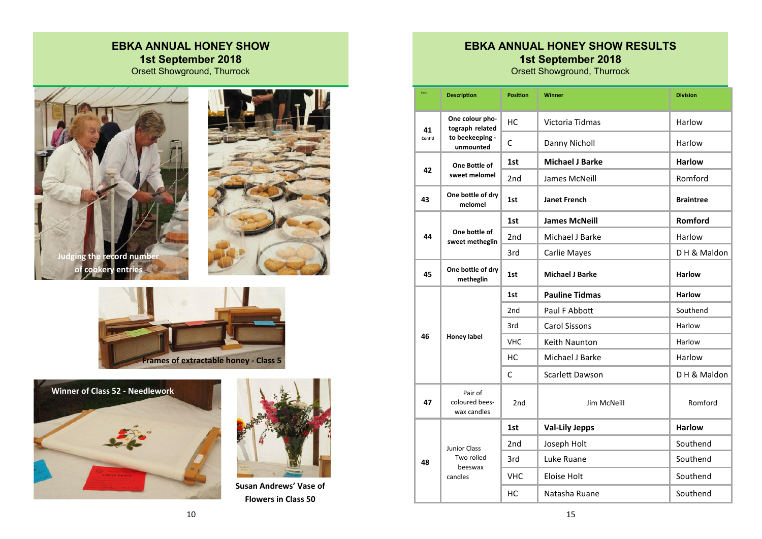# EBKA ANNUAL HONEY SHOW

## 1st September 2018

Orsett Showground, Thurrock

Judging the record number of cookery entries

Frames of extractable honey - Class 5

Winner of Class 52 - Needlework

Susan Andrews' Vase of Flowers in Class 50

# EBKA ANNUAL HONEY SHOW RESULTS

## 1st September 2018

Orsett Showground, Thurrock

| Class | Description | Position | Winner | Division |
|---|---|---|---|---|
| 41 Cont'd | One colour photograph related to beekeeping - unmounted | HC | Victoria Tidmas | Harlow |
| | | C | Danny Nicholl | Harlow |
| 42 | One Bottle of sweet melomel | **1st** | **Michael J Barke** | **Harlow** |
| | | 2nd | James McNeill | Romford |
| 43 | One bottle of dry melomel | **1st** | **Janet French** | **Braintree** |
| 44 | One bottle of sweet metheglin | **1st** | **James McNeill** | **Romford** |
| | | 2nd | Michael J Barke | Harlow |
| | | 3rd | Carlie Mayes | D H & Maldon |
| 45 | One bottle of dry metheglin | **1st** | **Michael J Barke** | **Harlow** |
| 46 | Honey label | **1st** | **Pauline Tidmas** | **Harlow** |
| | | 2nd | Paul F Abbott | Southend |
| | | 3rd | Carol Sissons | Harlow |
| | | VHC | Keith Naunton | Harlow |
| | | HC | Michael J Barke | Harlow |
| | | C | Scarlett Dawson | D H & Maldon |
| 47 | Pair of coloured beeswax candles | 2nd | Jim McNeill | Romford |
| 48 | Junior Class Two rolled beeswax candles | **1st** | **Val-Lily Jepps** | **Harlow** |
| | | 2nd | Joseph Holt | Southend |
| | | 3rd | Luke Ruane | Southend |
| | | VHC | Eloise Holt | Southend |
| | | HC | Natasha Ruane | Southend |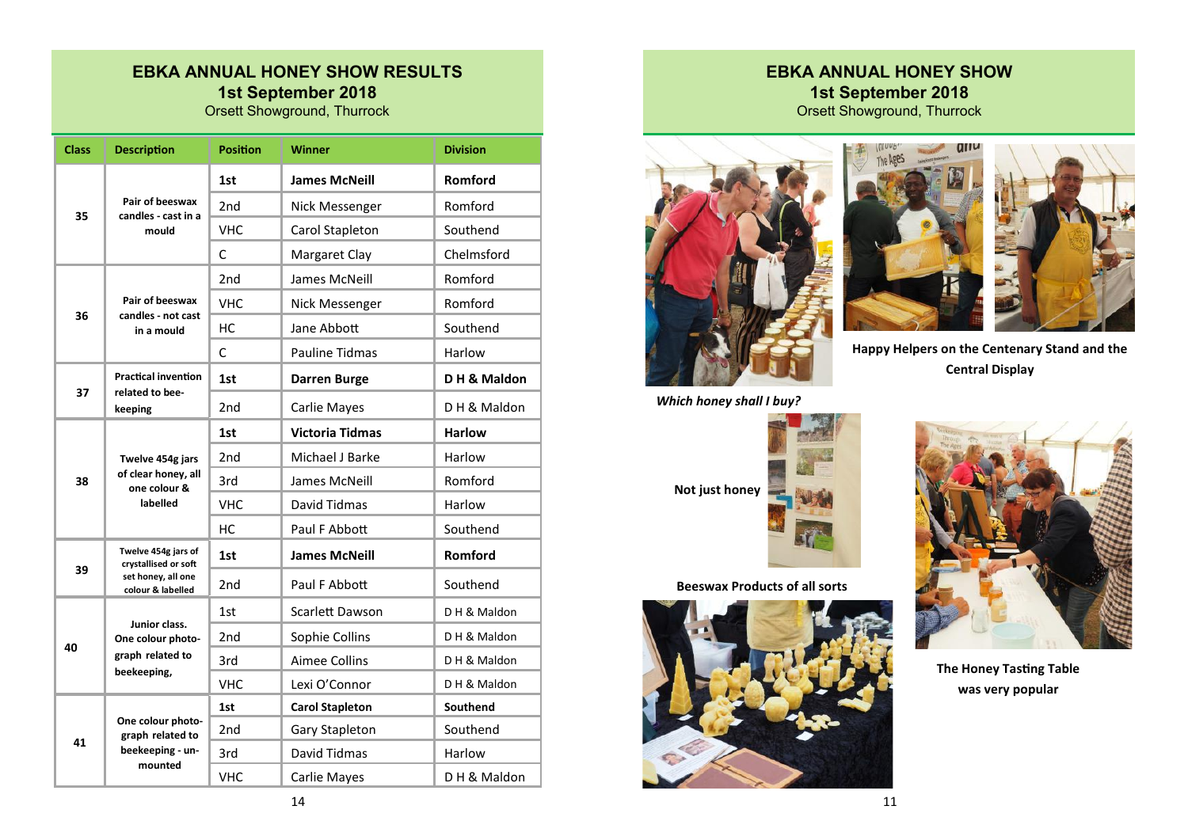## EBKA ANNUAL HONEY SHOW RESULTS

**1st September 2018**

Orsett Showground, Thurrock

| Class | Description | Position | Winner | Division |
|---|---|---|---|---|
| 35 | Pair of beeswax candles - cast in a mould | **1st** | **James McNeill** | **Romford** |
| | | 2nd | Nick Messenger | Romford |
| | | VHC | Carol Stapleton | Southend |
| | | C | Margaret Clay | Chelmsford |
| 36 | Pair of beeswax candles - not cast in a mould | 2nd | James McNeill | Romford |
| | | VHC | Nick Messenger | Romford |
| | | HC | Jane Abbott | Southend |
| | | C | Pauline Tidmas | Harlow |
| 37 | Practical invention related to bee-keeping | **1st** | **Darren Burge** | **D H & Maldon** |
| | | 2nd | Carlie Mayes | D H & Maldon |
| 38 | Twelve 454g jars of clear honey, all one colour & labelled | **1st** | **Victoria Tidmas** | **Harlow** |
| | | 2nd | Michael J Barke | Harlow |
| | | 3rd | James McNeill | Romford |
| | | VHC | David Tidmas | Harlow |
| | | HC | Paul F Abbott | Southend |
| 39 | Twelve 454g jars of crystallised or soft set honey, all one colour & labelled | **1st** | **James McNeill** | **Romford** |
| | | 2nd | Paul F Abbott | Southend |
| 40 | Junior class. One colour photo-graph related to beekeeping, | 1st | Scarlett Dawson | D H & Maldon |
| | | 2nd | Sophie Collins | D H & Maldon |
| | | 3rd | Aimee Collins | D H & Maldon |
| | | VHC | Lexi O'Connor | D H & Maldon |
| 41 | One colour photo-graph related to beekeeping - un-mounted | **1st** | **Carol Stapleton** | **Southend** |
| | | 2nd | Gary Stapleton | Southend |
| | | 3rd | David Tidmas | Harlow |
| | | VHC | Carlie Mayes | D H & Maldon |

## EBKA ANNUAL HONEY SHOW

**1st September 2018**

Orsett Showground, Thurrock

*Which honey shall I buy?*

**Happy Helpers on the Centenary Stand and the Central Display**

**Not just honey**

**Beeswax Products of all sorts**

**The Honey Tasting Table was very popular**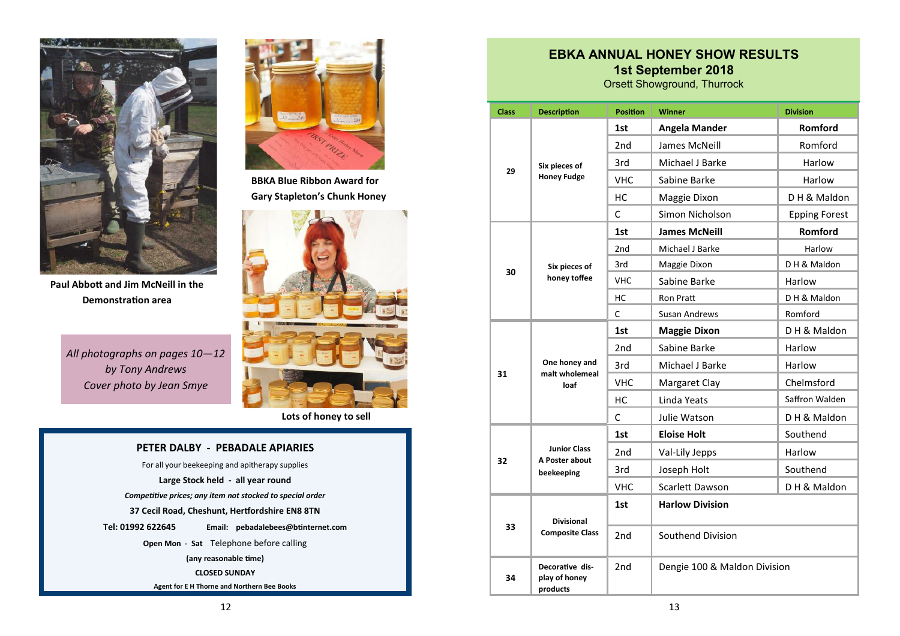Paul Abbott and Jim McNeill in the Demonstration area

**BBKA Blue Ribbon Award for Gary Stapleton's Chunk Honey**

*All photographs on pages 10—12 by Tony Andrews*
*Cover photo by Jean Smye*

**Lots of honey to sell**

**PETER DALBY - PEBADALE APIARIES**

For all your beekeeping and apitherapy supplies

**Large Stock held - all year round**

***Competitive prices; any item not stocked to special order***

**37 Cecil Road, Cheshunt, Hertfordshire EN8 8TN**

**Tel: 01992 622645** **Email: pebadalebees@btinternet.com**

**Open Mon - Sat** Telephone before calling

**(any reasonable time)**

**CLOSED SUNDAY**

**Agent for E H Thorne and Northern Bee Books**

# EBKA ANNUAL HONEY SHOW RESULTS

## 1st September 2018

Orsett Showground, Thurrock

| Class | Description | Position | Winner | Division |
|---|---|---|---|---|
| 29 | Six pieces of Honey Fudge | **1st** | **Angela Mander** | **Romford** |
| | | 2nd | James McNeill | Romford |
| | | 3rd | Michael J Barke | Harlow |
| | | VHC | Sabine Barke | Harlow |
| | | HC | Maggie Dixon | D H & Maldon |
| | | C | Simon Nicholson | Epping Forest |
| 30 | Six pieces of honey toffee | **1st** | **James McNeill** | **Romford** |
| | | 2nd | Michael J Barke | Harlow |
| | | 3rd | Maggie Dixon | D H & Maldon |
| | | VHC | Sabine Barke | Harlow |
| | | HC | Ron Pratt | D H & Maldon |
| | | C | Susan Andrews | Romford |
| 31 | One honey and malt wholemeal loaf | **1st** | **Maggie Dixon** | D H & Maldon |
| | | 2nd | Sabine Barke | Harlow |
| | | 3rd | Michael J Barke | Harlow |
| | | VHC | Margaret Clay | Chelmsford |
| | | HC | Linda Yeats | Saffron Walden |
| | | C | Julie Watson | D H & Maldon |
| 32 | Junior Class A Poster about beekeeping | **1st** | **Eloise Holt** | Southend |
| | | 2nd | Val-Lily Jepps | Harlow |
| | | 3rd | Joseph Holt | Southend |
| | | VHC | Scarlett Dawson | D H & Maldon |
| 33 | Divisional Composite Class | **1st** | **Harlow Division** | |
| | | 2nd | Southend Division | |
| 34 | Decorative display of honey products | 2nd | Dengie 100 & Maldon Division | |